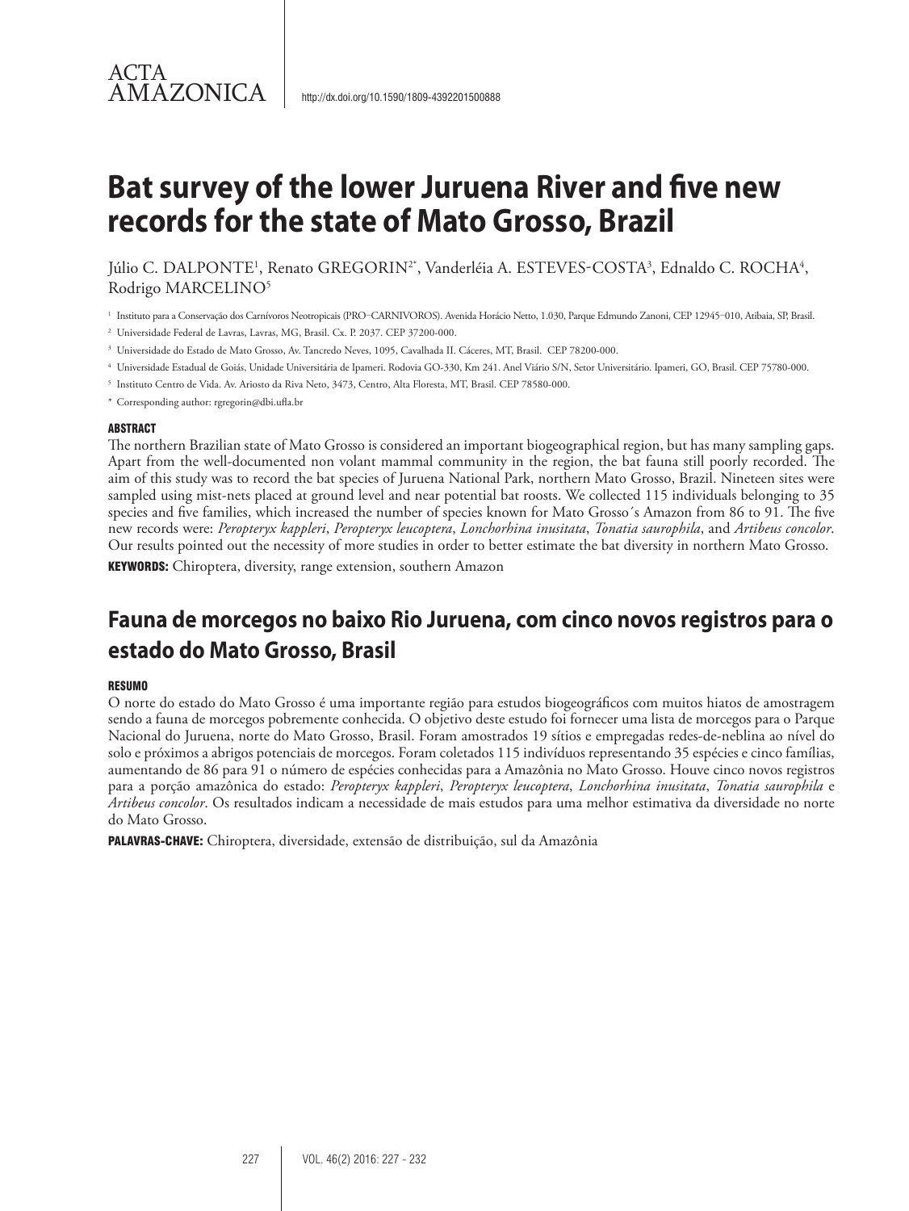ACTA AMAZONICA

http://dx.doi.org/10.1590/1809-4392201500888

# Bat survey of the lower Juruena River and five new records for the state of Mato Grosso, Brazil

Júlio C. DALPONTE[1], Renato GREGORIN[2*], Vanderléia A. ESTEVES-COSTA[3], Ednaldo C. ROCHA[4], Rodrigo MARCELINO[5]

[1] Instituto para a Conservação dos Carnívoros Neotropicais (PRO-CARNIVOROS). Avenida Horácio Netto, 1.030, Parque Edmundo Zanoni, CEP 12945-010, Atibaia, SP, Brasil.

[2] Universidade Federal de Lavras, Lavras, MG, Brasil. Cx. P. 2037. CEP 37200-000.

[3] Universidade do Estado de Mato Grosso, Av. Tancredo Neves, 1095, Cavalhada II. Cáceres, MT, Brasil. CEP 78200-000.

[4] Universidade Estadual de Goiás, Unidade Universitária de Ipameri. Rodovia GO-330, Km 241. Anel Viário S/N, Setor Universitário. Ipameri, GO, Brasil. CEP 75780-000.

[5] Instituto Centro de Vida. Av. Ariosto da Riva Neto, 3473, Centro, Alta Floresta, MT, Brasil. CEP 78580-000.

\* Corresponding author: rgregorin@dbi.ufla.br

## ABSTRACT

The northern Brazilian state of Mato Grosso is considered an important biogeographical region, but has many sampling gaps. Apart from the well-documented non volant mammal community in the region, the bat fauna still poorly recorded. The aim of this study was to record the bat species of Juruena National Park, northern Mato Grosso, Brazil. Nineteen sites were sampled using mist-nets placed at ground level and near potential bat roosts. We collected 115 individuals belonging to 35 species and five families, which increased the number of species known for Mato Grosso´s Amazon from 86 to 91. The five new records were: *Peropteryx kappleri*, *Peropteryx leucoptera*, *Lonchorhina inusitata*, *Tonatia saurophila*, and *Artibeus concolor*. Our results pointed out the necessity of more studies in order to better estimate the bat diversity in northern Mato Grosso.

**KEYWORDS:** Chiroptera, diversity, range extension, southern Amazon

# Fauna de morcegos no baixo Rio Juruena, com cinco novos registros para o estado do Mato Grosso, Brasil

## RESUMO

O norte do estado do Mato Grosso é uma importante região para estudos biogeográficos com muitos hiatos de amostragem sendo a fauna de morcegos pobremente conhecida. O objetivo deste estudo foi fornecer uma lista de morcegos para o Parque Nacional do Juruena, norte do Mato Grosso, Brasil. Foram amostrados 19 sítios e empregadas redes-de-neblina ao nível do solo e próximos a abrigos potenciais de morcegos. Foram coletados 115 indivíduos representando 35 espécies e cinco famílias, aumentando de 86 para 91 o número de espécies conhecidas para a Amazônia no Mato Grosso. Houve cinco novos registros para a porção amazônica do estado: *Peropteryx kappleri*, *Peropteryx leucoptera*, *Lonchorhina inusitata*, *Tonatia saurophila* e *Artibeus concolor*. Os resultados indicam a necessidade de mais estudos para uma melhor estimativa da diversidade no norte do Mato Grosso.

**PALAVRAS-CHAVE:** Chiroptera, diversidade, extensão de distribuição, sul da Amazônia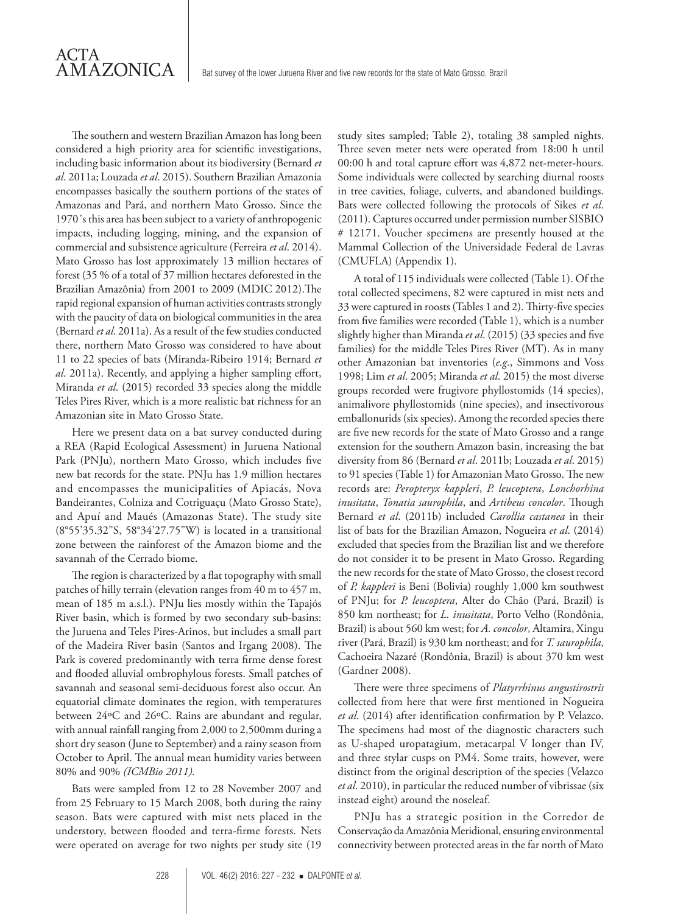The southern and western Brazilian Amazon has long been considered a high priority area for scientific investigations, including basic information about its biodiversity (Bernard *et al*. 2011a; Louzada *et al*. 2015). Southern Brazilian Amazonia encompasses basically the southern portions of the states of Amazonas and Pará, and northern Mato Grosso. Since the 1970´s this area has been subject to a variety of anthropogenic impacts, including logging, mining, and the expansion of commercial and subsistence agriculture (Ferreira *et al*. 2014). Mato Grosso has lost approximately 13 million hectares of forest (35 % of a total of 37 million hectares deforested in the Brazilian Amazônia) from 2001 to 2009 (MDIC 2012).The rapid regional expansion of human activities contrasts strongly with the paucity of data on biological communities in the area (Bernard *et al*. 2011a). As a result of the few studies conducted there, northern Mato Grosso was considered to have about 11 to 22 species of bats (Miranda-Ribeiro 1914; Bernard *et al*. 2011a). Recently, and applying a higher sampling effort, Miranda *et al*. (2015) recorded 33 species along the middle Teles Pires River, which is a more realistic bat richness for an Amazonian site in Mato Grosso State.

Here we present data on a bat survey conducted during a REA (Rapid Ecological Assessment) in Juruena National Park (PNJu), northern Mato Grosso, which includes five new bat records for the state. PNJu has 1.9 million hectares and encompasses the municipalities of Apiacás, Nova Bandeirantes, Colniza and Cotriguaçu (Mato Grosso State), and Apuí and Maués (Amazonas State). The study site (8°55'35.32"S, 58°34'27.75"W) is located in a transitional zone between the rainforest of the Amazon biome and the savannah of the Cerrado biome.

The region is characterized by a flat topography with small patches of hilly terrain (elevation ranges from 40 m to 457 m, mean of 185 m a.s.l.). PNJu lies mostly within the Tapajós River basin, which is formed by two secondary sub-basins: the Juruena and Teles Pires-Arinos, but includes a small part of the Madeira River basin (Santos and Irgang 2008). The Park is covered predominantly with terra firme dense forest and flooded alluvial ombrophylous forests. Small patches of savannah and seasonal semi-deciduous forest also occur. An equatorial climate dominates the region, with temperatures between 24ºC and 26ºC. Rains are abundant and regular, with annual rainfall ranging from 2,000 to 2,500mm during a short dry season (June to September) and a rainy season from October to April. The annual mean humidity varies between 80% and 90% *(ICMBio 2011).*

Bats were sampled from 12 to 28 November 2007 and from 25 February to 15 March 2008, both during the rainy season. Bats were captured with mist nets placed in the understory, between flooded and terra-firme forests. Nets were operated on average for two nights per study site (19 study sites sampled; Table 2), totaling 38 sampled nights. Three seven meter nets were operated from 18:00 h until 00:00 h and total capture effort was 4,872 net-meter-hours. Some individuals were collected by searching diurnal roosts in tree cavities, foliage, culverts, and abandoned buildings. Bats were collected following the protocols of Sikes *et al*. (2011). Captures occurred under permission number SISBIO # 12171. Voucher specimens are presently housed at the Mammal Collection of the Universidade Federal de Lavras (CMUFLA) (Appendix 1).

A total of 115 individuals were collected (Table 1). Of the total collected specimens, 82 were captured in mist nets and 33 were captured in roosts (Tables 1 and 2). Thirty-five species from five families were recorded (Table 1), which is a number slightly higher than Miranda *et al*. (2015) (33 species and five families) for the middle Teles Pires River (MT). As in many other Amazonian bat inventories (*e.g*., Simmons and Voss 1998; Lim *et al*. 2005; Miranda *et al*. 2015) the most diverse groups recorded were frugivore phyllostomids (14 species), animalivore phyllostomids (nine species), and insectivorous emballonurids (six species). Among the recorded species there are five new records for the state of Mato Grosso and a range extension for the southern Amazon basin, increasing the bat diversity from 86 (Bernard *et al*. 2011b; Louzada *et al*. 2015) to 91 species (Table 1) for Amazonian Mato Grosso. The new records are: *Peropteryx kappleri*, *P. leucoptera*, *Lonchorhina inusitata*, *Tonatia saurophila*, and *Artibeus concolor*. Though Bernard *et al*. (2011b) included *Carollia castanea* in their list of bats for the Brazilian Amazon, Nogueira *et al*. (2014) excluded that species from the Brazilian list and we therefore do not consider it to be present in Mato Grosso. Regarding the new records for the state of Mato Grosso, the closest record of *P. kappleri* is Beni (Bolivia) roughly 1,000 km southwest of PNJu; for *P. leucoptera*, Alter do Chão (Pará, Brazil) is 850 km northeast; for *L. inusitata*, Porto Velho (Rondônia, Brazil) is about 560 km west; for *A. concolor*, Altamira, Xingu river (Pará, Brazil) is 930 km northeast; and for *T. saurophila*, Cachoeira Nazaré (Rondônia, Brazil) is about 370 km west (Gardner 2008).

There were three specimens of *Platyrrhinus angustirostris* collected from here that were first mentioned in Nogueira *et al*. (2014) after identification confirmation by P. Velazco. The specimens had most of the diagnostic characters such as U-shaped uropatagium, metacarpal V longer than IV, and three stylar cusps on PM4. Some traits, however, were distinct from the original description of the species (Velazco *et al*. 2010), in particular the reduced number of vibrissae (six instead eight) around the noseleaf.

PNJu has a strategic position in the Corredor de Conservação da Amazônia Meridional, ensuring environmental connectivity between protected areas in the far north of Mato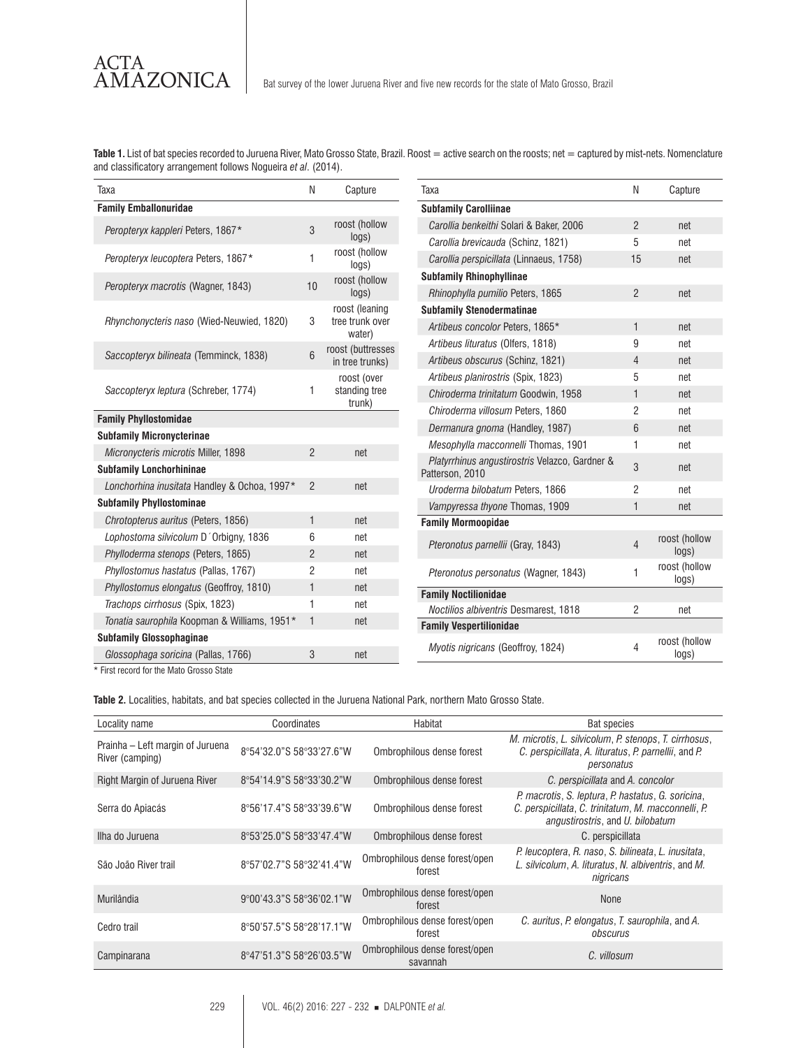**Table 1.** List of bat species recorded to Juruena River, Mato Grosso State, Brazil. Roost = active search on the roosts; net = captured by mist-nets. Nomenclature and classificatory arrangement follows Nogueira *et al*. (2014).

| Taxa | N | Capture |
|---|---|---|
| **Family Emballonuridae** | | |
| *Peropteryx kappleri* Peters, 1867* | 3 | roost (hollow logs) |
| *Peropteryx leucoptera* Peters, 1867* | 1 | roost (hollow logs) |
| *Peropteryx macrotis* (Wagner, 1843) | 10 | roost (hollow logs) |
| *Rhynchonycteris naso* (Wied-Neuwied, 1820) | 3 | roost (leaning tree trunk over water) |
| *Saccopteryx bilineata* (Temminck, 1838) | 6 | roost (buttresses in tree trunks) |
| *Saccopteryx leptura* (Schreber, 1774) | 1 | roost (over standing tree trunk) |
| **Family Phyllostomidae** | | |
| **Subfamily Micronycterinae** | | |
| *Micronycteris microtis* Miller, 1898 | 2 | net |
| **Subfamily Lonchorhininae** | | |
| *Lonchorhina inusitata* Handley & Ochoa, 1997* | 2 | net |
| **Subfamily Phyllostominae** | | |
| *Chrotopterus auritus* (Peters, 1856) | 1 | net |
| *Lophostoma silvicolum* D´Orbigny, 1836 | 6 | net |
| *Phylloderma stenops* (Peters, 1865) | 2 | net |
| *Phyllostomus hastatus* (Pallas, 1767) | 2 | net |
| *Phyllostomus elongatus* (Geoffroy, 1810) | 1 | net |
| *Trachops cirrhosus* (Spix, 1823) | 1 | net |
| *Tonatia saurophila* Koopman & Williams, 1951* | 1 | net |
| **Subfamily Glossophaginae** | | |
| *Glossophaga soricina* (Pallas, 1766) | 3 | net |
| **Subfamily Carolliinae** | | |
| *Carollia benkeithi* Solari & Baker, 2006 | 2 | net |
| *Carollia brevicauda* (Schinz, 1821) | 5 | net |
| *Carollia perspicillata* (Linnaeus, 1758) | 15 | net |
| **Subfamily Rhinophyllinae** | | |
| *Rhinophylla pumilio* Peters, 1865 | 2 | net |
| **Subfamily Stenodermatinae** | | |
| *Artibeus concolor* Peters, 1865* | 1 | net |
| *Artibeus lituratus* (Olfers, 1818) | 9 | net |
| *Artibeus obscurus* (Schinz, 1821) | 4 | net |
| *Artibeus planirostris* (Spix, 1823) | 5 | net |
| *Chiroderma trinitatum* Goodwin, 1958 | 1 | net |
| *Chiroderma villosum* Peters, 1860 | 2 | net |
| *Dermanura gnoma* (Handley, 1987) | 6 | net |
| *Mesophylla macconnelli* Thomas, 1901 | 1 | net |
| *Platyrrhinus angustirostris* Velazco, Gardner & Patterson, 2010 | 3 | net |
| *Uroderma bilobatum* Peters, 1866 | 2 | net |
| *Vampyressa thyone* Thomas, 1909 | 1 | net |
| **Family Mormoopidae** | | |
| *Pteronotus parnellii* (Gray, 1843) | 4 | roost (hollow logs) |
| *Pteronotus personatus* (Wagner, 1843) | 1 | roost (hollow logs) |
| **Family Noctilionidae** | | |
| *Noctilios albiventris* Desmarest, 1818 | 2 | net |
| **Family Vespertilionidae** | | |
| *Myotis nigricans* (Geoffroy, 1824) | 4 | roost (hollow logs) |

\* First record for the Mato Grosso State

**Table 2.** Localities, habitats, and bat species collected in the Juruena National Park, northern Mato Grosso State.

| Locality name | Coordinates | Habitat | Bat species |
|---|---|---|---|
| Prainha – Left margin of Juruena River (camping) | 8°54'32.0"S 58°33'27.6"W | Ombrophilous dense forest | *M. microtis*, *L. silvicolum*, *P. stenops*, *T. cirrhosus*, *C. perspicillata*, *A. lituratus*, *P. parnellii*, and *P. personatus* |
| Right Margin of Juruena River | 8°54'14.9"S 58°33'30.2"W | Ombrophilous dense forest | *C. perspicillata* and *A. concolor* |
| Serra do Apiacás | 8°56'17.4"S 58°33'39.6"W | Ombrophilous dense forest | *P. macrotis*, *S. leptura*, *P. hastatus*, *G. soricina*, *C. perspicillata*, *C. trinitatum*, *M. macconnelli*, *P. angustirostris*, and *U. bilobatum* |
| Ilha do Juruena | 8°53'25.0"S 58°33'47.4"W | Ombrophilous dense forest | C. perspicillata |
| São João River trail | 8°57'02.7"S 58°32'41.4"W | Ombrophilous dense forest/open forest | *P. leucoptera*, *R. naso*, *S. bilineata*, *L. inusitata*, *L. silvicolum*, *A. lituratus*, *N. albiventris*, and *M. nigricans* |
| Murilândia | 9°00'43.3"S 58°36'02.1"W | Ombrophilous dense forest/open forest | None |
| Cedro trail | 8°50'57.5"S 58°28'17.1"W | Ombrophilous dense forest/open forest | *C. auritus*, *P. elongatus*, *T. saurophila*, and *A. obscurus* |
| Campinarana | 8°47'51.3"S 58°26'03.5"W | Ombrophilous dense forest/open savannah | *C. villosum* |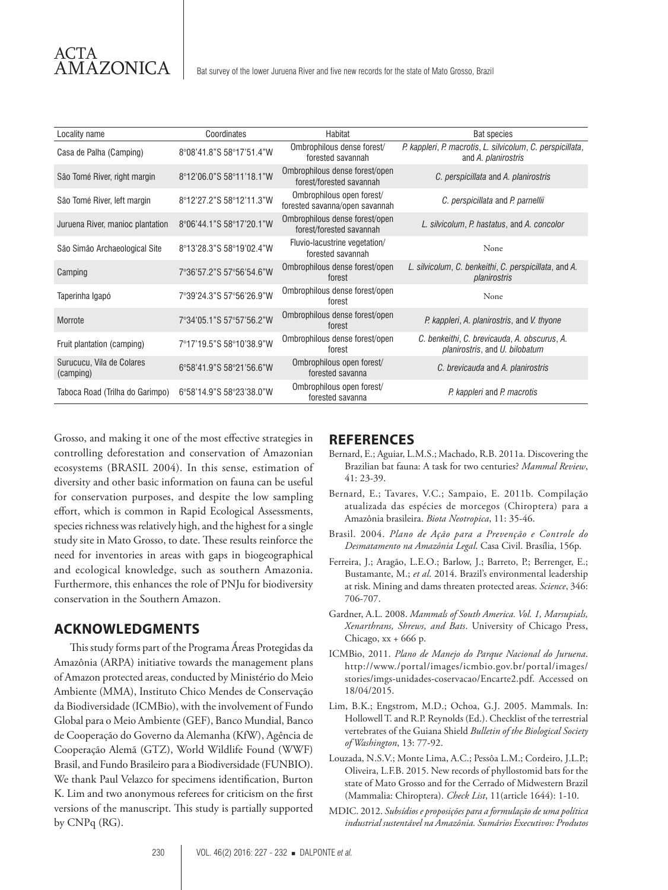| Locality name | Coordinates | Habitat | Bat species |
|---|---|---|---|
| Casa de Palha (Camping) | 8°08'41.8"S 58°17'51.4"W | Ombrophilous dense forest/ forested savannah | *P. kappleri*, *P. macrotis*, *L. silvicolum*, *C. perspicillata*, and *A. planirostris* |
| São Tomé River, right margin | 8°12'06.0"S 58°11'18.1"W | Ombrophilous dense forest/open forest/forested savannah | *C. perspicillata* and *A. planirostris* |
| São Tomé River, left margin | 8°12'27.2"S 58°12'11.3"W | Ombrophilous open forest/ forested savanna/open savannah | *C. perspicillata* and *P. parnellii* |
| Juruena River, manioc plantation | 8°06'44.1"S 58°17'20.1"W | Ombrophilous dense forest/open forest/forested savannah | *L. silvicolum*, *P. hastatus*, and *A. concolor* |
| São Simão Archaeological Site | 8°13'28.3"S 58°19'02.4"W | Fluvio-lacustrine vegetation/ forested savannah | None |
| Camping | 7°36'57.2"S 57°56'54.6"W | Ombrophilous dense forest/open forest | *L. silvicolum*, *C. benkeithi*, *C. perspicillata*, and *A. planirostris* |
| Taperinha Igapó | 7°39'24.3"S 57°56'26.9"W | Ombrophilous dense forest/open forest | None |
| Morrote | 7°34'05.1"S 57°57'56.2"W | Ombrophilous dense forest/open forest | *P. kappleri*, *A. planirostris*, and *V. thyone* |
| Fruit plantation (camping) | 7°17'19.5"S 58°10'38.9"W | Ombrophilous dense forest/open forest | *C. benkeithi*, *C. brevicauda*, *A. obscurus*, *A. planirostris*, and *U. bilobatum* |
| Surucucu, Vila de Colares (camping) | 6°58'41.9"S 58°21'56.6"W | Ombrophilous open forest/ forested savanna | *C. brevicauda* and *A. planirostris* |
| Taboca Road (Trilha do Garimpo) | 6°58'14.9"S 58°23'38.0"W | Ombrophilous open forest/ forested savanna | *P. kappleri* and *P. macrotis* |

Grosso, and making it one of the most effective strategies in controlling deforestation and conservation of Amazonian ecosystems (BRASIL 2004). In this sense, estimation of diversity and other basic information on fauna can be useful for conservation purposes, and despite the low sampling effort, which is common in Rapid Ecological Assessments, species richness was relatively high, and the highest for a single study site in Mato Grosso, to date. These results reinforce the need for inventories in areas with gaps in biogeographical and ecological knowledge, such as southern Amazonia. Furthermore, this enhances the role of PNJu for biodiversity conservation in the Southern Amazon.

## ACKNOWLEDGMENTS

This study forms part of the Programa Áreas Protegidas da Amazônia (ARPA) initiative towards the management plans of Amazon protected areas, conducted by Ministério do Meio Ambiente (MMA), Instituto Chico Mendes de Conservação da Biodiversidade (ICMBio), with the involvement of Fundo Global para o Meio Ambiente (GEF), Banco Mundial, Banco de Cooperação do Governo da Alemanha (KfW), Agência de Cooperação Alemã (GTZ), World Wildlife Found (WWF) Brasil, and Fundo Brasileiro para a Biodiversidade (FUNBIO). We thank Paul Velazco for specimens identification, Burton K. Lim and two anonymous referees for criticism on the first versions of the manuscript. This study is partially supported by CNPq (RG).

## REFERENCES

Bernard, E.; Aguiar, L.M.S.; Machado, R.B. 2011a. Discovering the Brazilian bat fauna: A task for two centuries? *Mammal Review*, 41: 23-39.

Bernard, E.; Tavares, V.C.; Sampaio, E. 2011b. Compilação atualizada das espécies de morcegos (Chiroptera) para a Amazônia brasileira. *Biota Neotropica*, 11: 35-46.

Brasil. 2004. *Plano de Ação para a Prevenção e Controle do Desmatamento na Amazônia Legal*. Casa Civil. Brasília, 156p.

Ferreira, J.; Aragão, L.E.O.; Barlow, J.; Barreto, P.; Berrenger, E.; Bustamante, M.; *et al*. 2014. Brazil's environmental leadership at risk. Mining and dams threaten protected areas. *Science*, 346: 706-707.

Gardner, A.L. 2008. *Mammals of South America. Vol. 1, Marsupials, Xenarthrans, Shrews, and Bats*. University of Chicago Press, Chicago, xx + 666 p.

ICMBio, 2011. *Plano de Manejo do Parque Nacional do Juruena*. http://www.portal/images/icmbio.gov.br/portal/images/stories/imgs-unidades-coservacao/Encarte2.pdf. Accessed on 18/04/2015.

Lim, B.K.; Engstrom, M.D.; Ochoa, G.J. 2005. Mammals. In: Hollowell T. and R.P. Reynolds (Ed.). Checklist of the terrestrial vertebrates of the Guiana Shield *Bulletin of the Biological Society of Washington*, 13: 77-92.

Louzada, N.S.V.; Monte Lima, A.C.; Pessôa L.M.; Cordeiro, J.L.P.; Oliveira, L.F.B. 2015. New records of phyllostomid bats for the state of Mato Grosso and for the Cerrado of Midwestern Brazil (Mammalia: Chiroptera). *Check List*, 11(article 1644): 1-10.

MDIC. 2012. *Subsídios e proposições para a formulação de uma política industrial sustentável na Amazônia. Sumários Executivos: Produtos*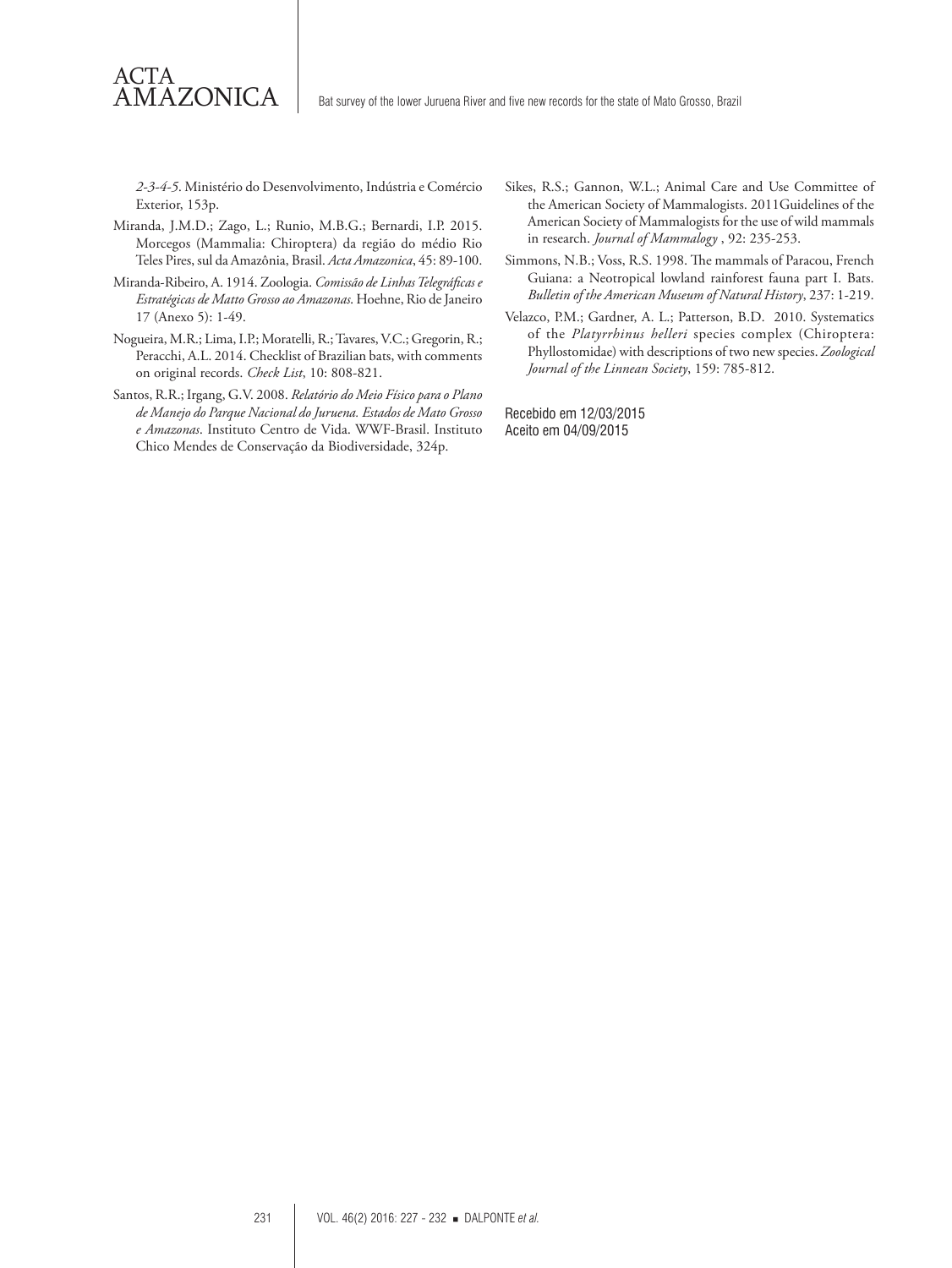*2-3-4-5*. Ministério do Desenvolvimento, Indústria e Comércio Exterior, 153p.

Miranda, J.M.D.; Zago, L.; Runio, M.B.G.; Bernardi, I.P. 2015. Morcegos (Mammalia: Chiroptera) da região do médio Rio Teles Pires, sul da Amazônia, Brasil. *Acta Amazonica*, 45: 89-100.

Miranda-Ribeiro, A. 1914. Zoologia. *Comissão de Linhas Telegráficas e Estratégicas de Matto Grosso ao Amazonas*. Hoehne, Rio de Janeiro 17 (Anexo 5): 1-49.

Nogueira, M.R.; Lima, I.P.; Moratelli, R.; Tavares, V.C.; Gregorin, R.; Peracchi, A.L. 2014. Checklist of Brazilian bats, with comments on original records. *Check List*, 10: 808-821.

Santos, R.R.; Irgang, G.V. 2008. *Relatório do Meio Físico para o Plano de Manejo do Parque Nacional do Juruena. Estados de Mato Grosso e Amazonas*. Instituto Centro de Vida. WWF-Brasil. Instituto Chico Mendes de Conservação da Biodiversidade, 324p.

Sikes, R.S.; Gannon, W.L.; Animal Care and Use Committee of the American Society of Mammalogists. 2011Guidelines of the American Society of Mammalogists for the use of wild mammals in research. *Journal of Mammalogy* , 92: 235-253.

Simmons, N.B.; Voss, R.S. 1998. The mammals of Paracou, French Guiana: a Neotropical lowland rainforest fauna part I. Bats. *Bulletin of the American Museum of Natural History*, 237: 1-219.

Velazco, P.M.; Gardner, A. L.; Patterson, B.D. 2010. Systematics of the *Platyrrhinus helleri* species complex (Chiroptera: Phyllostomidae) with descriptions of two new species. *Zoological Journal of the Linnean Society*, 159: 785-812.

Recebido em 12/03/2015
Aceito em 04/09/2015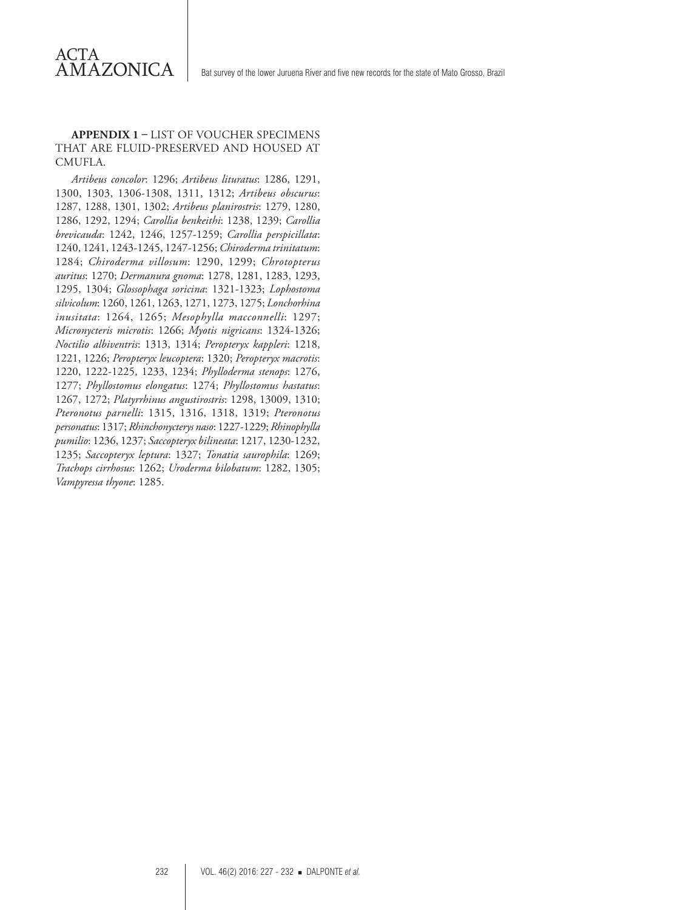**APPENDIX 1** – LIST OF VOUCHER SPECIMENS THAT ARE FLUID-PRESERVED AND HOUSED AT CMUFLA.

*Artibeus concolor*: 1296; *Artibeus lituratus*: 1286, 1291, 1300, 1303, 1306-1308, 1311, 1312; *Artibeus obscurus*: 1287, 1288, 1301, 1302; *Artibeus planirostris*: 1279, 1280, 1286, 1292, 1294; *Carollia benkeithi*: 1238, 1239; *Carollia brevicauda*: 1242, 1246, 1257-1259; *Carollia perspicillata*: 1240, 1241, 1243-1245, 1247-1256; *Chiroderma trinitatum*: 1284; *Chiroderma villosum*: 1290, 1299; *Chrotopterus auritus*: 1270; *Dermanura gnoma*: 1278, 1281, 1283, 1293, 1295, 1304; *Glossophaga soricina*: 1321-1323; *Lophostoma silvicolum*: 1260, 1261, 1263, 1271, 1273, 1275; *Lonchorhina inusitata*: 1264, 1265; *Mesophylla macconnelli*: 1297; *Micronycteris microtis*: 1266; *Myotis nigricans*: 1324-1326; *Noctilio albiventris*: 1313, 1314; *Peropteryx kappleri*: 1218, 1221, 1226; *Peropteryx leucoptera*: 1320; *Peropteryx macrotis*: 1220, 1222-1225, 1233, 1234; *Phylloderma stenops*: 1276, 1277; *Phyllostomus elongatus*: 1274; *Phyllostomus hastatus*: 1267, 1272; *Platyrrhinus angustirostris*: 1298, 13009, 1310; *Pteronotus parnelli*: 1315, 1316, 1318, 1319; *Pteronotus personatus*: 1317; *Rhinchonycterys naso*: 1227-1229; *Rhinophylla pumilio*: 1236, 1237; *Saccopteryx bilineata*: 1217, 1230-1232, 1235; *Saccopteryx leptura*: 1327; *Tonatia saurophila*: 1269; *Trachops cirrhosus*: 1262; *Uroderma bilobatum*: 1282, 1305; *Vampyressa thyone*: 1285.